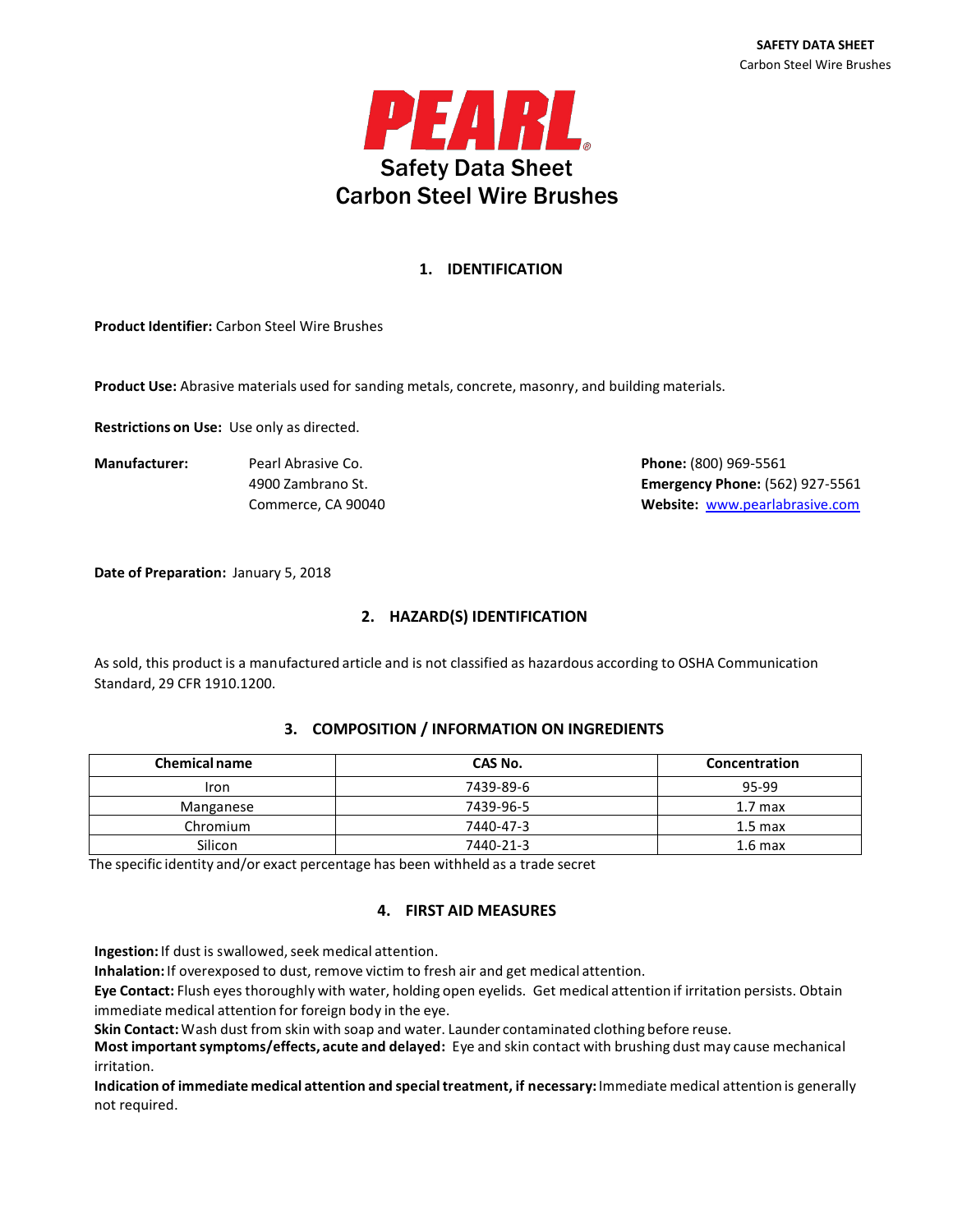PEARL

# Safety Data Sheet
# Carbon Steel Wire Brushes

## 1. IDENTIFICATION

**Product Identifier:** Carbon Steel Wire Brushes

**Product Use:** Abrasive materials used for sanding metals, concrete, masonry, and building materials.

**Restrictions on Use:** Use only as directed.

**Manufacturer:** Pearl Abrasive Co.
4900 Zambrano St.
Commerce, CA 90040

**Phone:** (800) 969-5561
**Emergency Phone:** (562) 927-5561
**Website:** www.pearlabrasive.com

**Date of Preparation:** January 5, 2018

## 2. HAZARD(S) IDENTIFICATION

As sold, this product is a manufactured article and is not classified as hazardous according to OSHA Communication Standard, 29 CFR 1910.1200.

## 3. COMPOSITION / INFORMATION ON INGREDIENTS

| Chemical name | CAS No. | Concentration |
|---|---|---|
| Iron | 7439-89-6 | 95-99 |
| Manganese | 7439-96-5 | 1.7 max |
| Chromium | 7440-47-3 | 1.5 max |
| Silicon | 7440-21-3 | 1.6 max |

The specific identity and/or exact percentage has been withheld as a trade secret

## 4. FIRST AID MEASURES

**Ingestion:** If dust is swallowed, seek medical attention.
**Inhalation:** If overexposed to dust, remove victim to fresh air and get medical attention.
**Eye Contact:** Flush eyes thoroughly with water, holding open eyelids. Get medical attention if irritation persists. Obtain immediate medical attention for foreign body in the eye.
**Skin Contact:** Wash dust from skin with soap and water. Launder contaminated clothing before reuse.
**Most important symptoms/effects, acute and delayed:** Eye and skin contact with brushing dust may cause mechanical irritation.
**Indication of immediate medical attention and special treatment, if necessary:** Immediate medical attention is generally not required.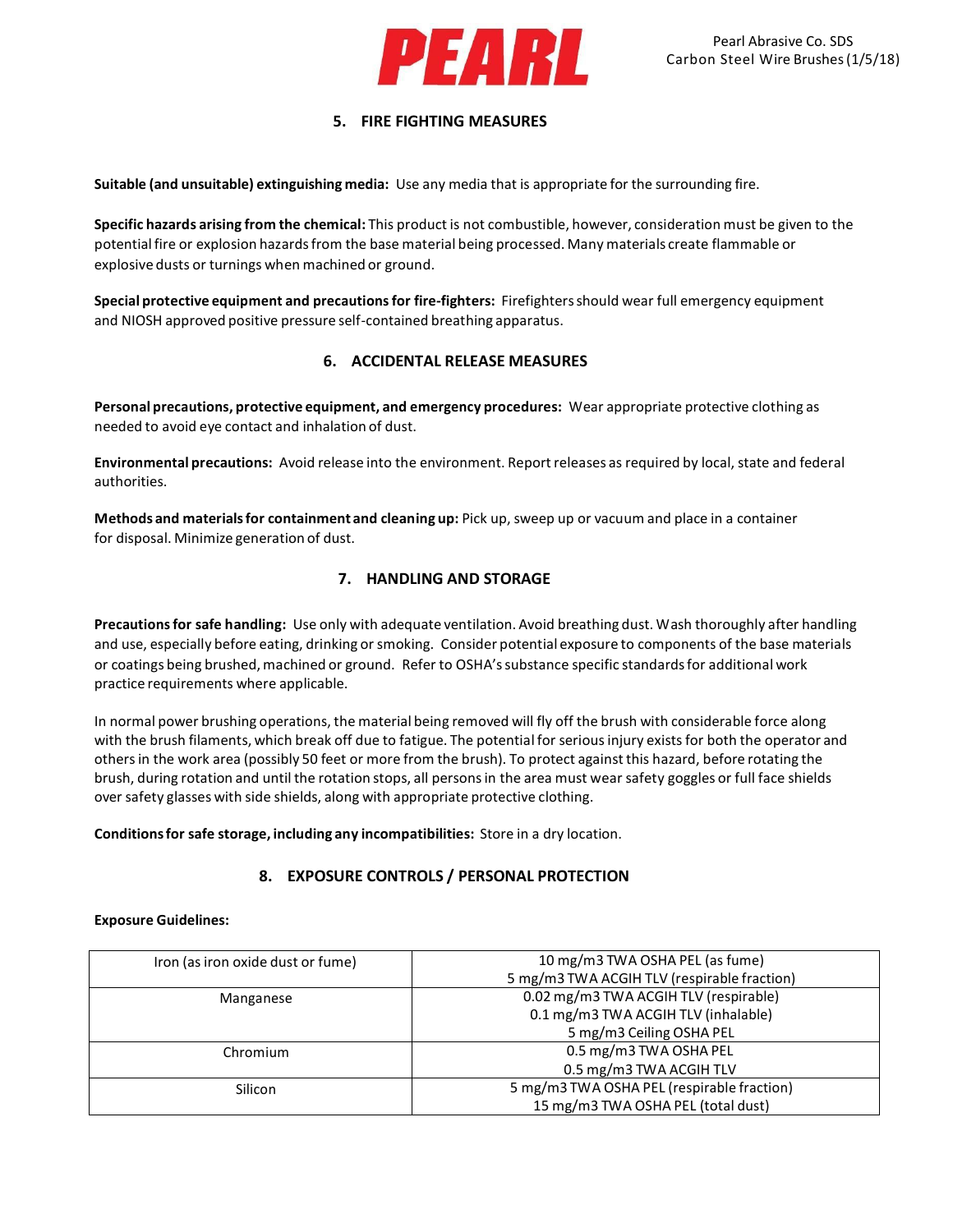## 5. FIRE FIGHTING MEASURES

**Suitable (and unsuitable) extinguishing media:** Use any media that is appropriate for the surrounding fire.

**Specific hazards arising from the chemical:** This product is not combustible, however, consideration must be given to the potential fire or explosion hazards from the base material being processed. Many materials create flammable or explosive dusts or turnings when machined or ground.

**Special protective equipment and precautions for fire-fighters:** Firefighters should wear full emergency equipment and NIOSH approved positive pressure self-contained breathing apparatus.

## 6. ACCIDENTAL RELEASE MEASURES

**Personal precautions, protective equipment, and emergency procedures:** Wear appropriate protective clothing as needed to avoid eye contact and inhalation of dust.

**Environmental precautions:** Avoid release into the environment. Report releases as required by local, state and federal authorities.

**Methods and materials for containment and cleaning up:** Pick up, sweep up or vacuum and place in a container for disposal. Minimize generation of dust.

## 7. HANDLING AND STORAGE

**Precautions for safe handling:** Use only with adequate ventilation. Avoid breathing dust. Wash thoroughly after handling and use, especially before eating, drinking or smoking. Consider potential exposure to components of the base materials or coatings being brushed, machined or ground. Refer to OSHA's substance specific standards for additional work practice requirements where applicable.

In normal power brushing operations, the material being removed will fly off the brush with considerable force along with the brush filaments, which break off due to fatigue. The potential for serious injury exists for both the operator and others in the work area (possibly 50 feet or more from the brush). To protect against this hazard, before rotating the brush, during rotation and until the rotation stops, all persons in the area must wear safety goggles or full face shields over safety glasses with side shields, along with appropriate protective clothing.

**Conditions for safe storage, including any incompatibilities:** Store in a dry location.

## 8. EXPOSURE CONTROLS / PERSONAL PROTECTION

**Exposure Guidelines:**

| | |
|---|---|
| Iron (as iron oxide dust or fume) | 10 mg/m3 TWA OSHA PEL (as fume)<br>5 mg/m3 TWA ACGIH TLV (respirable fraction) |
| Manganese | 0.02 mg/m3 TWA ACGIH TLV (respirable)<br>0.1 mg/m3 TWA ACGIH TLV (inhalable)<br>5 mg/m3 Ceiling OSHA PEL |
| Chromium | 0.5 mg/m3 TWA OSHA PEL<br>0.5 mg/m3 TWA ACGIH TLV |
| Silicon | 5 mg/m3 TWA OSHA PEL (respirable fraction)<br>15 mg/m3 TWA OSHA PEL (total dust) |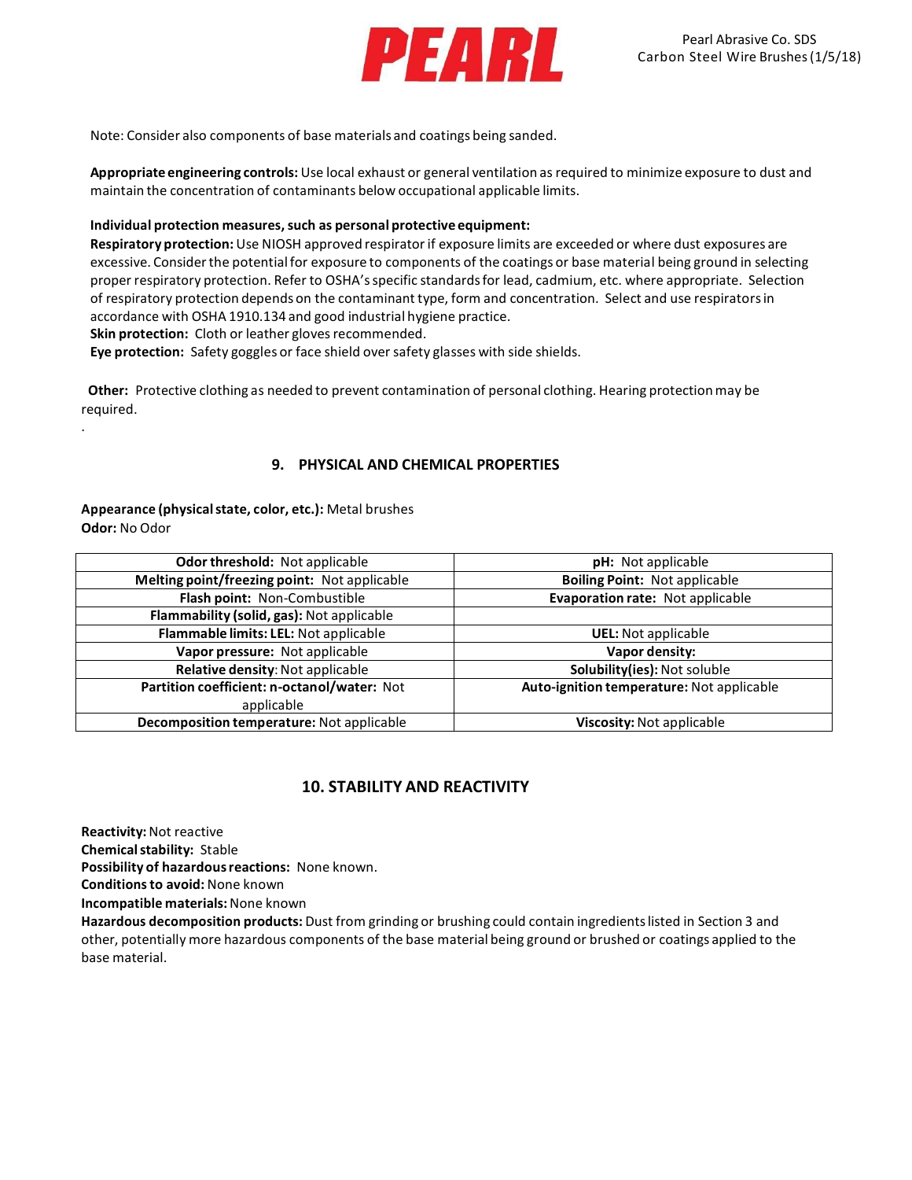Note: Consider also components of base materials and coatings being sanded.

**Appropriate engineering controls:** Use local exhaust or general ventilation as required to minimize exposure to dust and maintain the concentration of contaminants below occupational applicable limits.

**Individual protection measures, such as personal protective equipment:**

**Respiratory protection:** Use NIOSH approved respirator if exposure limits are exceeded or where dust exposures are excessive. Consider the potential for exposure to components of the coatings or base material being ground in selecting proper respiratory protection. Refer to OSHA's specific standards for lead, cadmium, etc. where appropriate. Selection of respiratory protection depends on the contaminant type, form and concentration. Select and use respirators in accordance with OSHA 1910.134 and good industrial hygiene practice.

**Skin protection:** Cloth or leather gloves recommended.

**Eye protection:** Safety goggles or face shield over safety glasses with side shields.

**Other:** Protective clothing as needed to prevent contamination of personal clothing. Hearing protection may be required.

## 9. PHYSICAL AND CHEMICAL PROPERTIES

**Appearance (physical state, color, etc.):** Metal brushes
**Odor:** No Odor

| | |
|---|---|
| **Odor threshold:** Not applicable | **pH:** Not applicable |
| **Melting point/freezing point:** Not applicable | **Boiling Point:** Not applicable |
| **Flash point:** Non-Combustible | **Evaporation rate:** Not applicable |
| **Flammability (solid, gas):** Not applicable | |
| **Flammable limits: LEL:** Not applicable | **UEL:** Not applicable |
| **Vapor pressure:** Not applicable | **Vapor density:** |
| **Relative density:** Not applicable | **Solubility(ies):** Not soluble |
| **Partition coefficient: n-octanol/water:** Not applicable | **Auto-ignition temperature:** Not applicable |
| **Decomposition temperature:** Not applicable | **Viscosity:** Not applicable |

## 10. STABILITY AND REACTIVITY

**Reactivity:** Not reactive
**Chemical stability:** Stable
**Possibility of hazardous reactions:** None known.
**Conditions to avoid:** None known
**Incompatible materials:** None known
**Hazardous decomposition products:** Dust from grinding or brushing could contain ingredients listed in Section 3 and other, potentially more hazardous components of the base material being ground or brushed or coatings applied to the base material.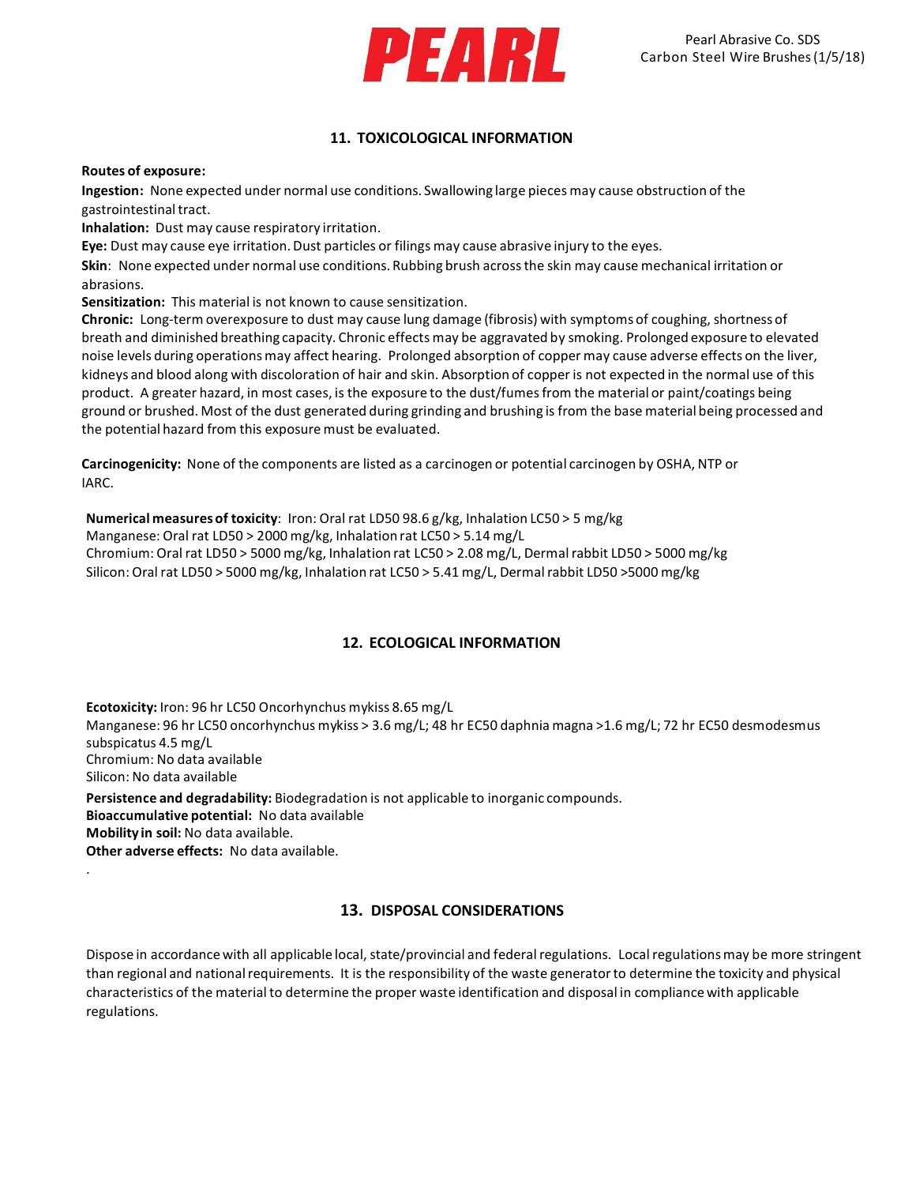## 11. TOXICOLOGICAL INFORMATION

**Routes of exposure:**

**Ingestion:** None expected under normal use conditions. Swallowing large pieces may cause obstruction of the gastrointestinal tract.

**Inhalation:** Dust may cause respiratory irritation.

**Eye:** Dust may cause eye irritation. Dust particles or filings may cause abrasive injury to the eyes.

**Skin**: None expected under normal use conditions. Rubbing brush across the skin may cause mechanical irritation or abrasions.

**Sensitization:** This material is not known to cause sensitization.

**Chronic:** Long-term overexposure to dust may cause lung damage (fibrosis) with symptoms of coughing, shortness of breath and diminished breathing capacity. Chronic effects may be aggravated by smoking. Prolonged exposure to elevated noise levels during operations may affect hearing. Prolonged absorption of copper may cause adverse effects on the liver, kidneys and blood along with discoloration of hair and skin. Absorption of copper is not expected in the normal use of this product. A greater hazard, in most cases, is the exposure to the dust/fumes from the material or paint/coatings being ground or brushed. Most of the dust generated during grinding and brushing is from the base material being processed and the potential hazard from this exposure must be evaluated.

**Carcinogenicity:** None of the components are listed as a carcinogen or potential carcinogen by OSHA, NTP or IARC.

**Numerical measures of toxicity**: Iron: Oral rat LD50 98.6 g/kg, Inhalation LC50 > 5 mg/kg
Manganese: Oral rat LD50 > 2000 mg/kg, Inhalation rat LC50 > 5.14 mg/L
Chromium: Oral rat LD50 > 5000 mg/kg, Inhalation rat LC50 > 2.08 mg/L, Dermal rabbit LD50 > 5000 mg/kg
Silicon: Oral rat LD50 > 5000 mg/kg, Inhalation rat LC50 > 5.41 mg/L, Dermal rabbit LD50 >5000 mg/kg

## 12. ECOLOGICAL INFORMATION

**Ecotoxicity:** Iron: 96 hr LC50 Oncorhynchus mykiss 8.65 mg/L
Manganese: 96 hr LC50 oncorhynchus mykiss > 3.6 mg/L; 48 hr EC50 daphnia magna >1.6 mg/L; 72 hr EC50 desmodesmus subspicatus 4.5 mg/L
Chromium: No data available
Silicon: No data available

**Persistence and degradability:** Biodegradation is not applicable to inorganic compounds.
**Bioaccumulative potential:** No data available
**Mobility in soil:** No data available.
**Other adverse effects:** No data available.

## 13. DISPOSAL CONSIDERATIONS

Dispose in accordance with all applicable local, state/provincial and federal regulations. Local regulations may be more stringent than regional and national requirements. It is the responsibility of the waste generator to determine the toxicity and physical characteristics of the material to determine the proper waste identification and disposal in compliance with applicable regulations.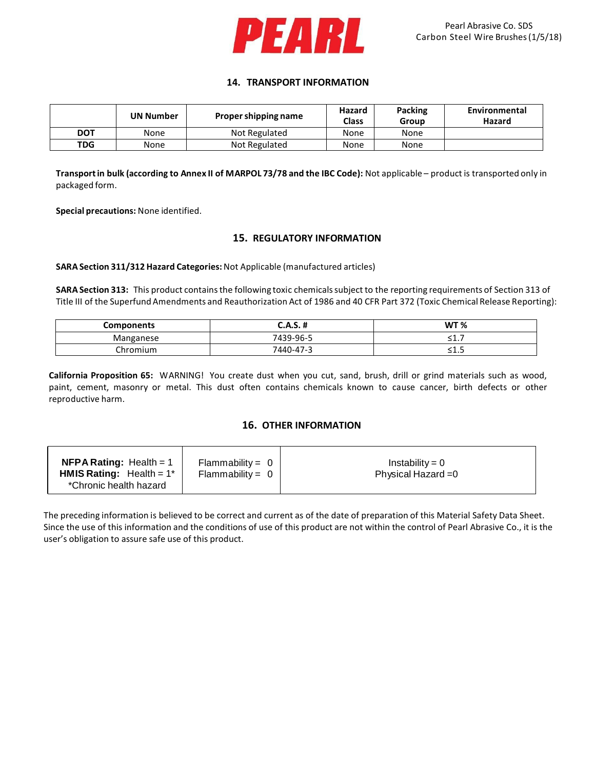## 14. TRANSPORT INFORMATION

| | UN Number | Proper shipping name | Hazard Class | Packing Group | Environmental Hazard |
|---|---|---|---|---|---|
| **DOT** | None | Not Regulated | None | None | |
| **TDG** | None | Not Regulated | None | None | |

**Transport in bulk (according to Annex II of MARPOL 73/78 and the IBC Code):** Not applicable – product is transported only in packaged form.

**Special precautions:** None identified.

## 15. REGULATORY INFORMATION

**SARA Section 311/312 Hazard Categories:** Not Applicable (manufactured articles)

**SARA Section 313:** This product contains the following toxic chemicals subject to the reporting requirements of Section 313 of Title III of the Superfund Amendments and Reauthorization Act of 1986 and 40 CFR Part 372 (Toxic Chemical Release Reporting):

| Components | C.A.S. # | WT % |
|---|---|---|
| Manganese | 7439-96-5 | ≤1.7 |
| Chromium | 7440-47-3 | ≤1.5 |

**California Proposition 65:** WARNING! You create dust when you cut, sand, brush, drill or grind materials such as wood, paint, cement, masonry or metal. This dust often contains chemicals known to cause cancer, birth defects or other reproductive harm.

## 16. OTHER INFORMATION

| | | |
|---|---|---|
| **NFPA Rating:** Health = 1<br>**HMIS Rating:** Health = 1*<br>*Chronic health hazard | Flammability = 0<br>Flammability = 0 | Instability = 0<br>Physical Hazard =0 |

The preceding information is believed to be correct and current as of the date of preparation of this Material Safety Data Sheet. Since the use of this information and the conditions of use of this product are not within the control of Pearl Abrasive Co., it is the user's obligation to assure safe use of this product.